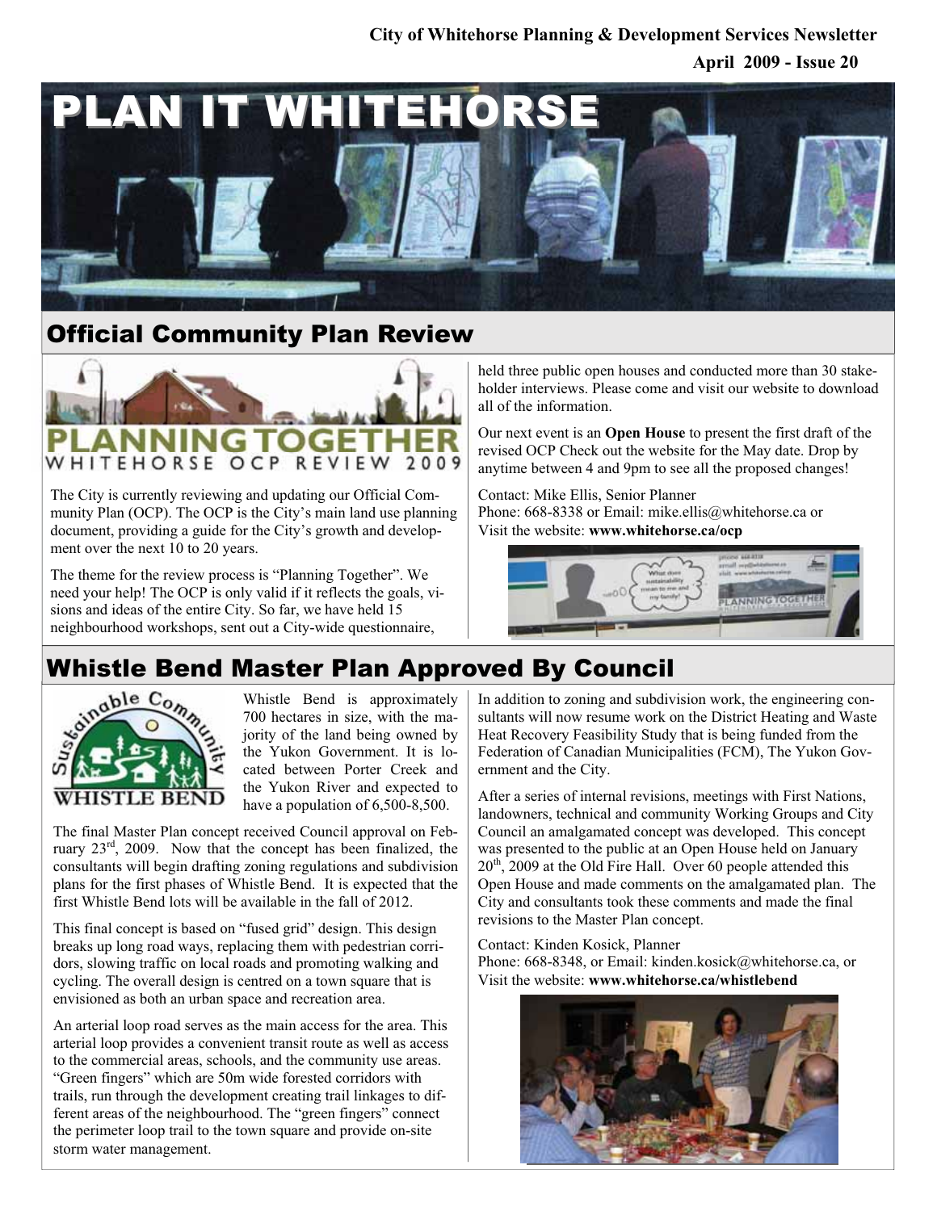City of Whitehorse Planning & Development Services Newsletter

April 2009 - Issue 20

# PLAN IT WHITEHORSE

## Official Community Plan Review

PLANNING TOGETHER
WHITEHORSE OCP REVIEW 2009

The City is currently reviewing and updating our Official Community Plan (OCP). The OCP is the City's main land use planning document, providing a guide for the City's growth and development over the next 10 to 20 years.

The theme for the review process is "Planning Together". We need your help! The OCP is only valid if it reflects the goals, visions and ideas of the entire City. So far, we have held 15 neighbourhood workshops, sent out a City-wide questionnaire, held three public open houses and conducted more than 30 stakeholder interviews. Please come and visit our website to download all of the information.

Our next event is an **Open House** to present the first draft of the revised OCP Check out the website for the May date. Drop by anytime between 4 and 9pm to see all the proposed changes!

Contact: Mike Ellis, Senior Planner
Phone: 668-8338 or Email: mike.ellis@whitehorse.ca or
Visit the website: **www.whitehorse.ca/ocp**

## Whistle Bend Master Plan Approved By Council

Sustainable Community
WHISTLE BEND

Whistle Bend is approximately 700 hectares in size, with the majority of the land being owned by the Yukon Government. It is located between Porter Creek and the Yukon River and expected to have a population of 6,500-8,500.

The final Master Plan concept received Council approval on February 23rd, 2009. Now that the concept has been finalized, the consultants will begin drafting zoning regulations and subdivision plans for the first phases of Whistle Bend. It is expected that the first Whistle Bend lots will be available in the fall of 2012.

This final concept is based on "fused grid" design. This design breaks up long road ways, replacing them with pedestrian corridors, slowing traffic on local roads and promoting walking and cycling. The overall design is centred on a town square that is envisioned as both an urban space and recreation area.

An arterial loop road serves as the main access for the area. This arterial loop provides a convenient transit route as well as access to the commercial areas, schools, and the community use areas. "Green fingers" which are 50m wide forested corridors with trails, run through the development creating trail linkages to different areas of the neighbourhood. The "green fingers" connect the perimeter loop trail to the town square and provide on-site storm water management.

In addition to zoning and subdivision work, the engineering consultants will now resume work on the District Heating and Waste Heat Recovery Feasibility Study that is being funded from the Federation of Canadian Municipalities (FCM), The Yukon Government and the City.

After a series of internal revisions, meetings with First Nations, landowners, technical and community Working Groups and City Council an amalgamated concept was developed. This concept was presented to the public at an Open House held on January 20th, 2009 at the Old Fire Hall. Over 60 people attended this Open House and made comments on the amalgamated plan. The City and consultants took these comments and made the final revisions to the Master Plan concept.

Contact: Kinden Kosick, Planner
Phone: 668-8348, or Email: kinden.kosick@whitehorse.ca, or
Visit the website: **www.whitehorse.ca/whistlebend**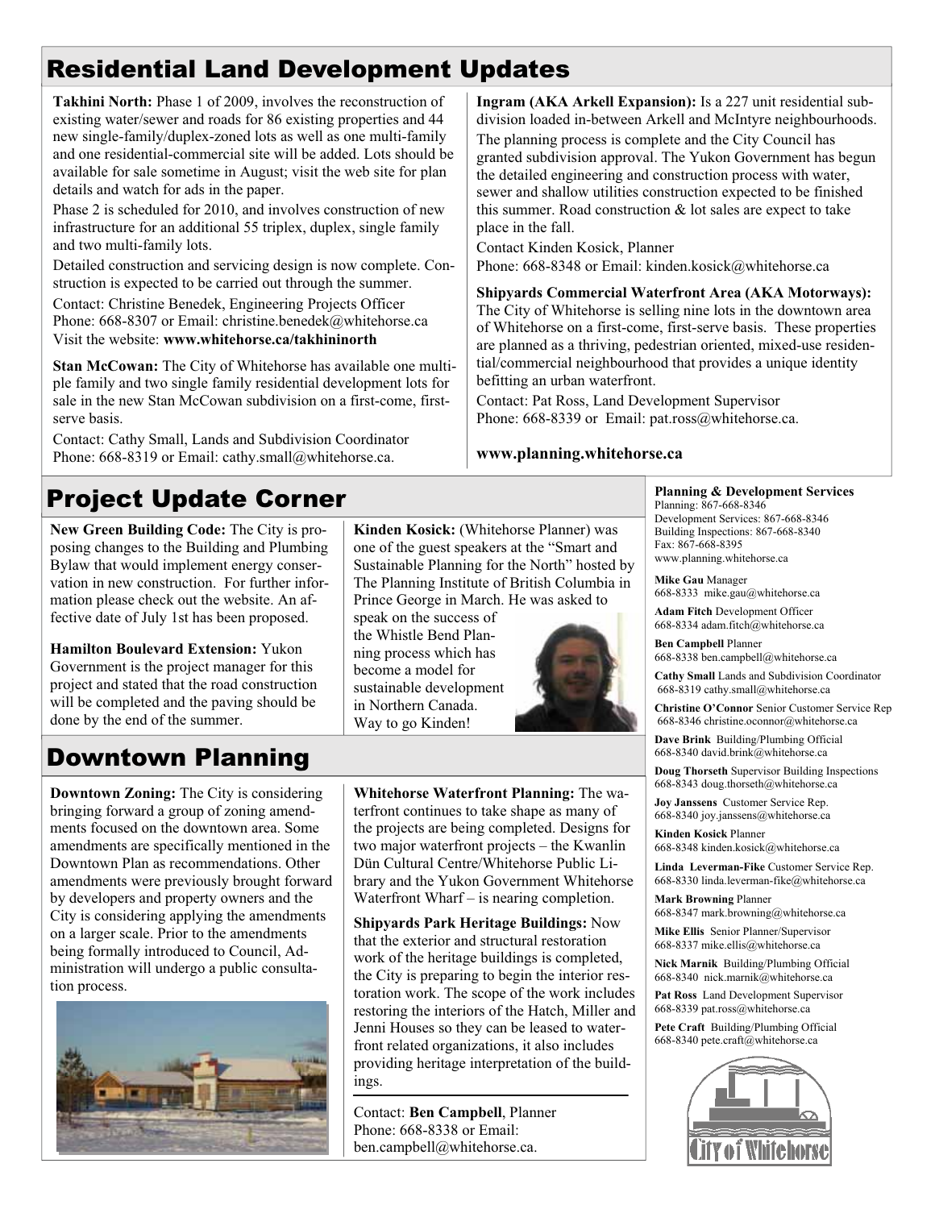## Residential Land Development Updates

**Takhini North:** Phase 1 of 2009, involves the reconstruction of existing water/sewer and roads for 86 existing properties and 44 new single-family/duplex-zoned lots as well as one multi-family and one residential-commercial site will be added. Lots should be available for sale sometime in August; visit the web site for plan details and watch for ads in the paper.

Phase 2 is scheduled for 2010, and involves construction of new infrastructure for an additional 55 triplex, duplex, single family and two multi-family lots.

Detailed construction and servicing design is now complete. Construction is expected to be carried out through the summer.

Contact: Christine Benedek, Engineering Projects Officer
Phone: 668-8307 or Email: christine.benedek@whitehorse.ca
Visit the website: **www.whitehorse.ca/takhininorth**

**Stan McCowan:** The City of Whitehorse has available one multiple family and two single family residential development lots for sale in the new Stan McCowan subdivision on a first-come, first-serve basis.

Contact: Cathy Small, Lands and Subdivision Coordinator
Phone: 668-8319 or Email: cathy.small@whitehorse.ca.

**Ingram (AKA Arkell Expansion):** Is a 227 unit residential subdivision loaded in-between Arkell and McIntyre neighbourhoods.

The planning process is complete and the City Council has granted subdivision approval. The Yukon Government has begun the detailed engineering and construction process with water, sewer and shallow utilities construction expected to be finished this summer. Road construction & lot sales are expect to take place in the fall.

Contact Kinden Kosick, Planner
Phone: 668-8348 or Email: kinden.kosick@whitehorse.ca

**Shipyards Commercial Waterfront Area (AKA Motorways):** The City of Whitehorse is selling nine lots in the downtown area of Whitehorse on a first-come, first-serve basis. These properties are planned as a thriving, pedestrian oriented, mixed-use residential/commercial neighbourhood that provides a unique identity befitting an urban waterfront.

Contact: Pat Ross, Land Development Supervisor
Phone: 668-8339 or Email: pat.ross@whitehorse.ca.

**www.planning.whitehorse.ca**

## Project Update Corner

**New Green Building Code:** The City is proposing changes to the Building and Plumbing Bylaw that would implement energy conservation in new construction. For further information please check out the website. An affective date of July 1st has been proposed.

**Hamilton Boulevard Extension:** Yukon Government is the project manager for this project and stated that the road construction will be completed and the paving should be done by the end of the summer.

**Kinden Kosick:** (Whitehorse Planner) was one of the guest speakers at the "Smart and Sustainable Planning for the North" hosted by The Planning Institute of British Columbia in Prince George in March. He was asked to speak on the success of the Whistle Bend Planning process which has become a model for sustainable development in Northern Canada. Way to go Kinden!

## Downtown Planning

**Downtown Zoning:** The City is considering bringing forward a group of zoning amendments focused on the downtown area. Some amendments are specifically mentioned in the Downtown Plan as recommendations. Other amendments were previously brought forward by developers and property owners and the City is considering applying the amendments on a larger scale. Prior to the amendments being formally introduced to Council, Administration will undergo a public consultation process.

**Whitehorse Waterfront Planning:** The waterfront continues to take shape as many of the projects are being completed. Designs for two major waterfront projects – the Kwanlin Dün Cultural Centre/Whitehorse Public Library and the Yukon Government Whitehorse Waterfront Wharf – is nearing completion.

**Shipyards Park Heritage Buildings:** Now that the exterior and structural restoration work of the heritage buildings is completed, the City is preparing to begin the interior restoration work. The scope of the work includes restoring the interiors of the Hatch, Miller and Jenni Houses so they can be leased to waterfront related organizations, it also includes providing heritage interpretation of the buildings.

Contact: **Ben Campbell**, Planner
Phone: 668-8338 or Email: ben.campbell@whitehorse.ca.

**Planning & Development Services**
Planning: 867-668-8346
Development Services: 867-668-8346
Building Inspections: 867-668-8340
Fax: 867-668-8395
www.planning.whitehorse.ca

**Mike Gau** Manager
668-8333 mike.gau@whitehorse.ca

**Adam Fitch** Development Officer
668-8334 adam.fitch@whitehorse.ca

**Ben Campbell** Planner
668-8338 ben.campbell@whitehorse.ca

**Cathy Small** Lands and Subdivision Coordinator
668-8319 cathy.small@whitehorse.ca

**Christine O'Connor** Senior Customer Service Rep
668-8346 christine.oconnor@whitehorse.ca

**Dave Brink** Building/Plumbing Official
668-8340 david.brink@whitehorse.ca

**Doug Thorseth** Supervisor Building Inspections
668-8343 doug.thorseth@whitehorse.ca

**Joy Janssens** Customer Service Rep.
668-8340 joy.janssens@whitehorse.ca

**Kinden Kosick** Planner
668-8348 kinden.kosick@whitehorse.ca

**Linda Leverman-Fike** Customer Service Rep.
668-8330 linda.leverman-fike@whitehorse.ca

**Mark Browning** Planner
668-8347 mark.browning@whitehorse.ca

**Mike Ellis** Senior Planner/Supervisor
668-8337 mike.ellis@whitehorse.ca

**Nick Marnik** Building/Plumbing Official
668-8340 nick.marnik@whitehorse.ca

**Pat Ross** Land Development Supervisor
668-8339 pat.ross@whitehorse.ca

**Pete Craft** Building/Plumbing Official
668-8340 pete.craft@whitehorse.ca

City of Whitehorse